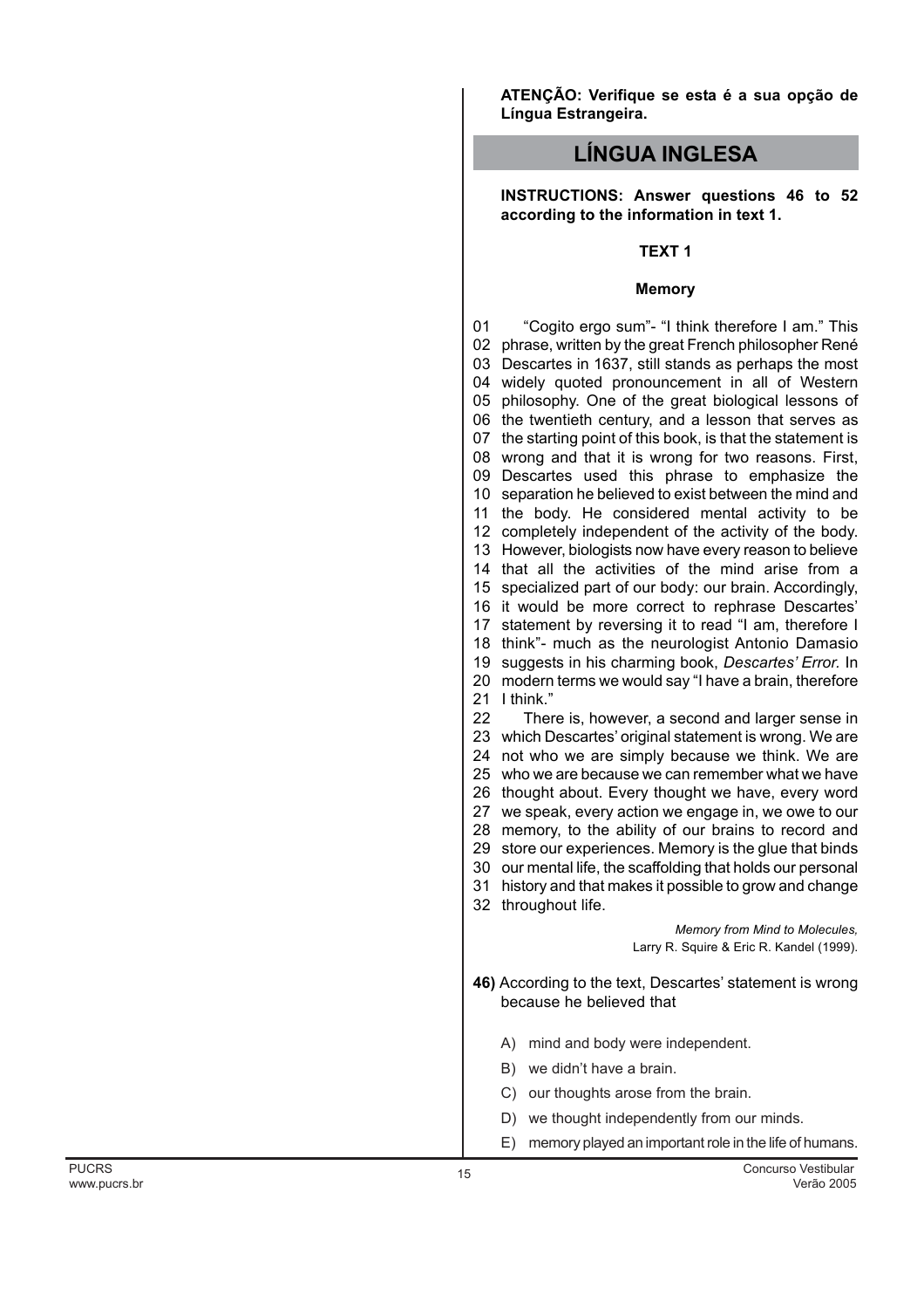**ATENÇÃO: Verifique se esta é a sua opção de Língua Estrangeira.**

## LÍNGUA INGLESA

**INSTRUCTIONS: Answer questions 46 to 52 according to the information in text 1.**

### TEXT 1

#### Memory

01 "Cogito ergo sum"- "I think therefore I am." This
02 phrase, written by the great French philosopher René
03 Descartes in 1637, still stands as perhaps the most
04 widely quoted pronouncement in all of Western
05 philosophy. One of the great biological lessons of
06 the twentieth century, and a lesson that serves as
07 the starting point of this book, is that the statement is
08 wrong and that it is wrong for two reasons. First,
09 Descartes used this phrase to emphasize the
10 separation he believed to exist between the mind and
11 the body. He considered mental activity to be
12 completely independent of the activity of the body.
13 However, biologists now have every reason to believe
14 that all the activities of the mind arise from a
15 specialized part of our body: our brain. Accordingly,
16 it would be more correct to rephrase Descartes'
17 statement by reversing it to read "I am, therefore I
18 think"- much as the neurologist Antonio Damasio
19 suggests in his charming book, *Descartes' Error*. In
20 modern terms we would say "I have a brain, therefore
21 I think."
22 There is, however, a second and larger sense in
23 which Descartes' original statement is wrong. We are
24 not who we are simply because we think. We are
25 who we are because we can remember what we have
26 thought about. Every thought we have, every word
27 we speak, every action we engage in, we owe to our
28 memory, to the ability of our brains to record and
29 store our experiences. Memory is the glue that binds
30 our mental life, the scaffolding that holds our personal
31 history and that makes it possible to grow and change
32 throughout life.

*Memory from Mind to Molecules,*
Larry R. Squire & Eric R. Kandel (1999).

**46)** According to the text, Descartes' statement is wrong because he believed that

A) mind and body were independent.
B) we didn't have a brain.
C) our thoughts arose from the brain.
D) we thought independently from our minds.
E) memory played an important role in the life of humans.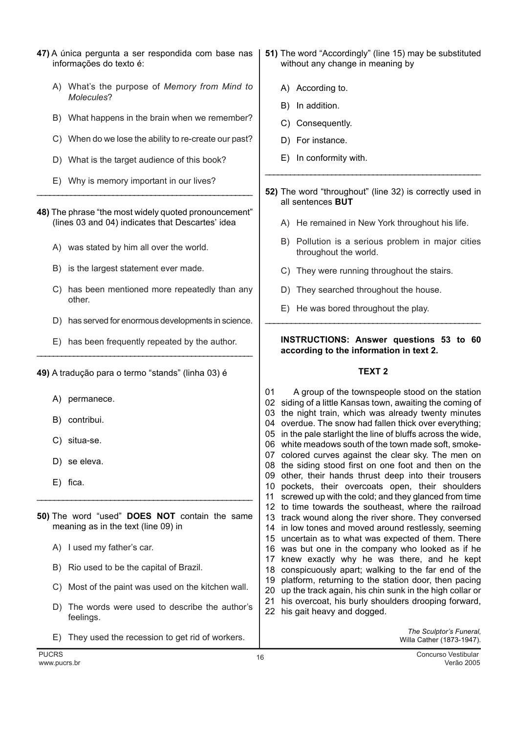**47)** A única pergunta a ser respondida com base nas informações do texto é:

A) What's the purpose of *Memory from Mind to Molecules*?

B) What happens in the brain when we remember?

C) When do we lose the ability to re-create our past?

D) What is the target audience of this book?

E) Why is memory important in our lives?

---

**48)** The phrase "the most widely quoted pronouncement" (lines 03 and 04) indicates that Descartes' idea

A) was stated by him all over the world.

B) is the largest statement ever made.

C) has been mentioned more repeatedly than any other.

D) has served for enormous developments in science.

E) has been frequently repeated by the author.

---

**49)** A tradução para o termo "stands" (linha 03) é

A) permanece.

B) contribui.

C) situa-se.

D) se eleva.

E) fica.

---

**50)** The word "used" **DOES NOT** contain the same meaning as in the text (line 09) in

A) I used my father's car.

B) Rio used to be the capital of Brazil.

C) Most of the paint was used on the kitchen wall.

D) The words were used to describe the author's feelings.

E) They used the recession to get rid of workers.

---

**51)** The word "Accordingly" (line 15) may be substituted without any change in meaning by

A) According to.

B) In addition.

C) Consequently.

D) For instance.

E) In conformity with.

---

**52)** The word "throughout" (line 32) is correctly used in all sentences **BUT**

A) He remained in New York throughout his life.

B) Pollution is a serious problem in major cities throughout the world.

C) They were running throughout the stairs.

D) They searched throughout the house.

E) He was bored throughout the play.

---

**INSTRUCTIONS: Answer questions 53 to 60 according to the information in text 2.**

## TEXT 2

01 A group of the townspeople stood on the station
02 siding of a little Kansas town, awaiting the coming of
03 the night train, which was already twenty minutes
04 overdue. The snow had fallen thick over everything;
05 in the pale starlight the line of bluffs across the wide,
06 white meadows south of the town made soft, smoke-
07 colored curves against the clear sky. The men on
08 the siding stood first on one foot and then on the
09 other, their hands thrust deep into their trousers
10 pockets, their overcoats open, their shoulders
11 screwed up with the cold; and they glanced from time
12 to time towards the southeast, where the railroad
13 track wound along the river shore. They conversed
14 in low tones and moved around restlessly, seeming
15 uncertain as to what was expected of them. There
16 was but one in the company who looked as if he
17 knew exactly why he was there, and he kept
18 conspicuously apart; walking to the far end of the
19 platform, returning to the station door, then pacing
20 up the track again, his chin sunk in the high collar or
21 his overcoat, his burly shoulders drooping forward,
22 his gait heavy and dogged.

*The Sculptor's Funeral*,
Willa Cather (1873-1947).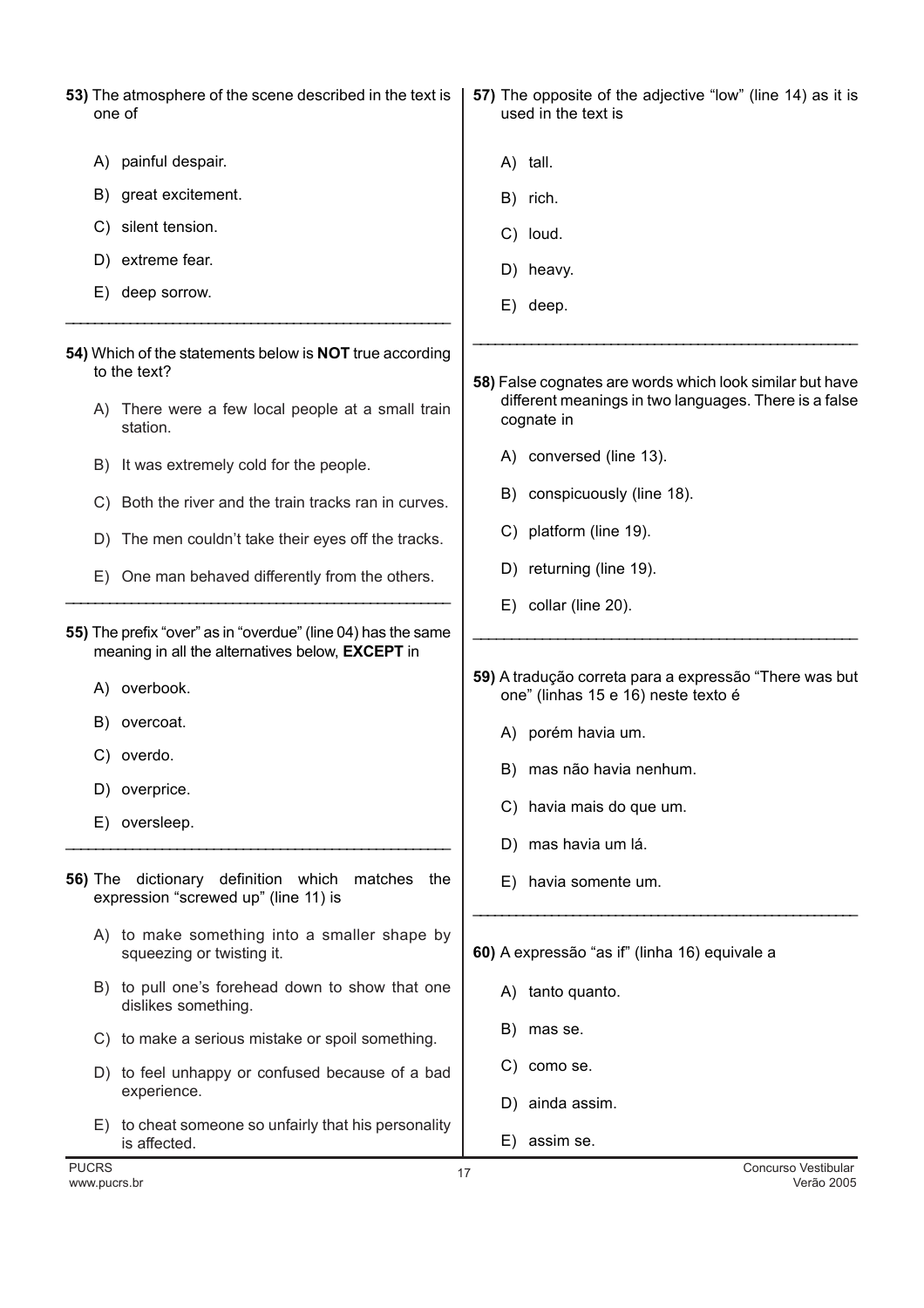**53)** The atmosphere of the scene described in the text is one of

A) painful despair.

B) great excitement.

C) silent tension.

D) extreme fear.

E) deep sorrow.

---

**54)** Which of the statements below is **NOT** true according to the text?

A) There were a few local people at a small train station.

B) It was extremely cold for the people.

C) Both the river and the train tracks ran in curves.

D) The men couldn't take their eyes off the tracks.

E) One man behaved differently from the others.

---

**55)** The prefix "over" as in "overdue" (line 04) has the same meaning in all the alternatives below, **EXCEPT** in

A) overbook.

B) overcoat.

C) overdo.

D) overprice.

E) oversleep.

---

**56)** The dictionary definition which matches the expression "screwed up" (line 11) is

A) to make something into a smaller shape by squeezing or twisting it.

B) to pull one's forehead down to show that one dislikes something.

C) to make a serious mistake or spoil something.

D) to feel unhappy or confused because of a bad experience.

E) to cheat someone so unfairly that his personality is affected.

---

**57)** The opposite of the adjective "low" (line 14) as it is used in the text is

A) tall.

B) rich.

C) loud.

D) heavy.

E) deep.

---

**58)** False cognates are words which look similar but have different meanings in two languages. There is a false cognate in

A) conversed (line 13).

B) conspicuously (line 18).

C) platform (line 19).

D) returning (line 19).

E) collar (line 20).

---

**59)** A tradução correta para a expressão "There was but one" (linhas 15 e 16) neste texto é

A) porém havia um.

B) mas não havia nenhum.

C) havia mais do que um.

D) mas havia um lá.

E) havia somente um.

---

**60)** A expressão "as if" (linha 16) equivale a

A) tanto quanto.

B) mas se.

C) como se.

D) ainda assim.

E) assim se.